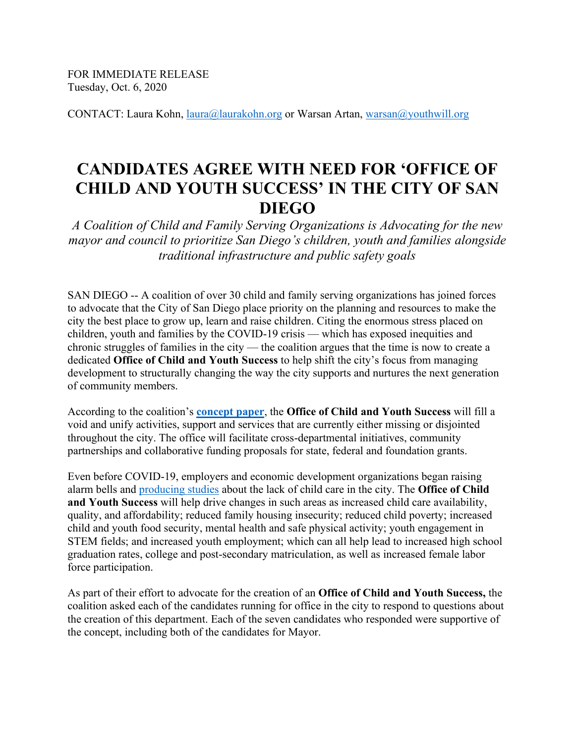FOR IMMEDIATE RELEASE
Tuesday, Oct. 6, 2020

CONTACT: Laura Kohn, laura@laurakohn.org or Warsan Artan, warsan@youthwill.org

# CANDIDATES AGREE WITH NEED FOR 'OFFICE OF CHILD AND YOUTH SUCCESS' IN THE CITY OF SAN DIEGO

*A Coalition of Child and Family Serving Organizations is Advocating for the new mayor and council to prioritize San Diego's children, youth and families alongside traditional infrastructure and public safety goals*

SAN DIEGO -- A coalition of over 30 child and family serving organizations has joined forces to advocate that the City of San Diego place priority on the planning and resources to make the city the best place to grow up, learn and raise children. Citing the enormous stress placed on children, youth and families by the COVID-19 crisis — which has exposed inequities and chronic struggles of families in the city — the coalition argues that the time is now to create a dedicated **Office of Child and Youth Success** to help shift the city's focus from managing development to structurally changing the way the city supports and nurtures the next generation of community members.

According to the coalition's **concept paper**, the **Office of Child and Youth Success** will fill a void and unify activities, support and services that are currently either missing or disjointed throughout the city. The office will facilitate cross-departmental initiatives, community partnerships and collaborative funding proposals for state, federal and foundation grants.

Even before COVID-19, employers and economic development organizations began raising alarm bells and producing studies about the lack of child care in the city. The **Office of Child and Youth Success** will help drive changes in such areas as increased child care availability, quality, and affordability; reduced family housing insecurity; reduced child poverty; increased child and youth food security, mental health and safe physical activity; youth engagement in STEM fields; and increased youth employment; which can all help lead to increased high school graduation rates, college and post-secondary matriculation, as well as increased female labor force participation.

As part of their effort to advocate for the creation of an **Office of Child and Youth Success,** the coalition asked each of the candidates running for office in the city to respond to questions about the creation of this department. Each of the seven candidates who responded were supportive of the concept, including both of the candidates for Mayor.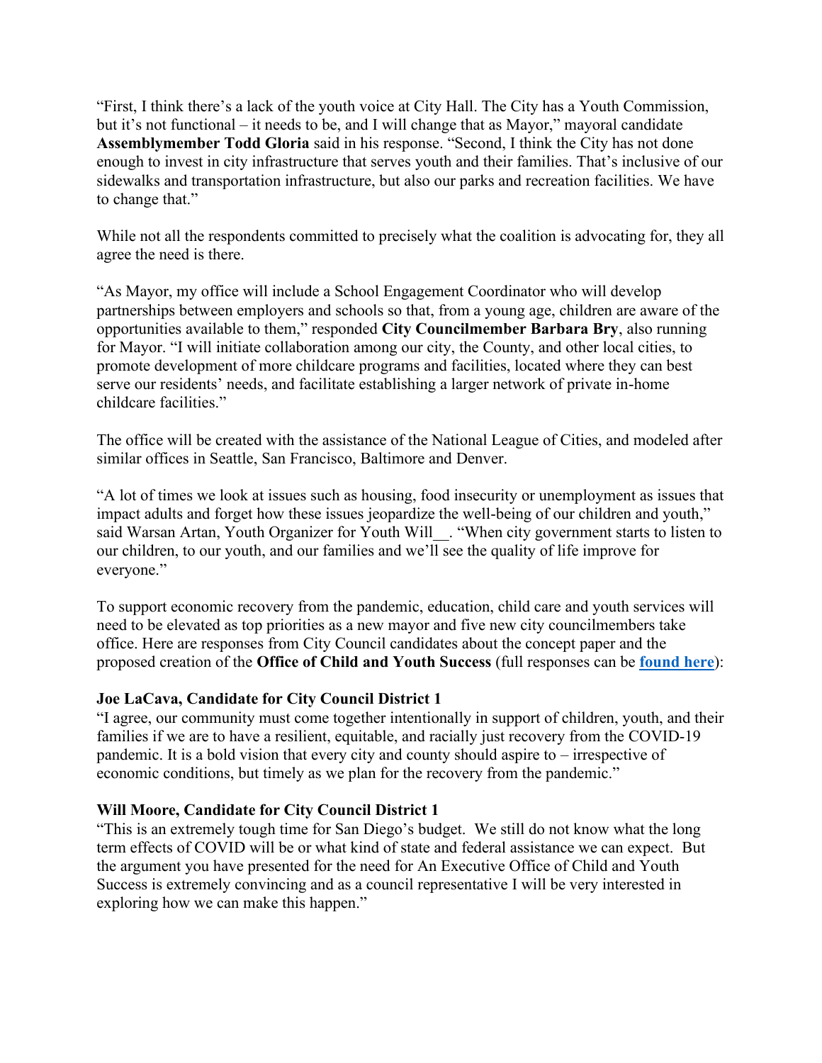"First, I think there's a lack of the youth voice at City Hall. The City has a Youth Commission, but it's not functional – it needs to be, and I will change that as Mayor," mayoral candidate **Assemblymember Todd Gloria** said in his response. "Second, I think the City has not done enough to invest in city infrastructure that serves youth and their families. That's inclusive of our sidewalks and transportation infrastructure, but also our parks and recreation facilities. We have to change that."

While not all the respondents committed to precisely what the coalition is advocating for, they all agree the need is there.

"As Mayor, my office will include a School Engagement Coordinator who will develop partnerships between employers and schools so that, from a young age, children are aware of the opportunities available to them," responded **City Councilmember Barbara Bry**, also running for Mayor. "I will initiate collaboration among our city, the County, and other local cities, to promote development of more childcare programs and facilities, located where they can best serve our residents' needs, and facilitate establishing a larger network of private in-home childcare facilities."

The office will be created with the assistance of the National League of Cities, and modeled after similar offices in Seattle, San Francisco, Baltimore and Denver.

"A lot of times we look at issues such as housing, food insecurity or unemployment as issues that impact adults and forget how these issues jeopardize the well-being of our children and youth," said Warsan Artan, Youth Organizer for Youth Will__. "When city government starts to listen to our children, to our youth, and our families and we'll see the quality of life improve for everyone."

To support economic recovery from the pandemic, education, child care and youth services will need to be elevated as top priorities as a new mayor and five new city councilmembers take office. Here are responses from City Council candidates about the concept paper and the proposed creation of the **Office of Child and Youth Success** (full responses can be **found here**):

**Joe LaCava, Candidate for City Council District 1**
"I agree, our community must come together intentionally in support of children, youth, and their families if we are to have a resilient, equitable, and racially just recovery from the COVID-19 pandemic. It is a bold vision that every city and county should aspire to – irrespective of economic conditions, but timely as we plan for the recovery from the pandemic."

**Will Moore, Candidate for City Council District 1**
"This is an extremely tough time for San Diego's budget. We still do not know what the long term effects of COVID will be or what kind of state and federal assistance we can expect. But the argument you have presented for the need for An Executive Office of Child and Youth Success is extremely convincing and as a council representative I will be very interested in exploring how we can make this happen."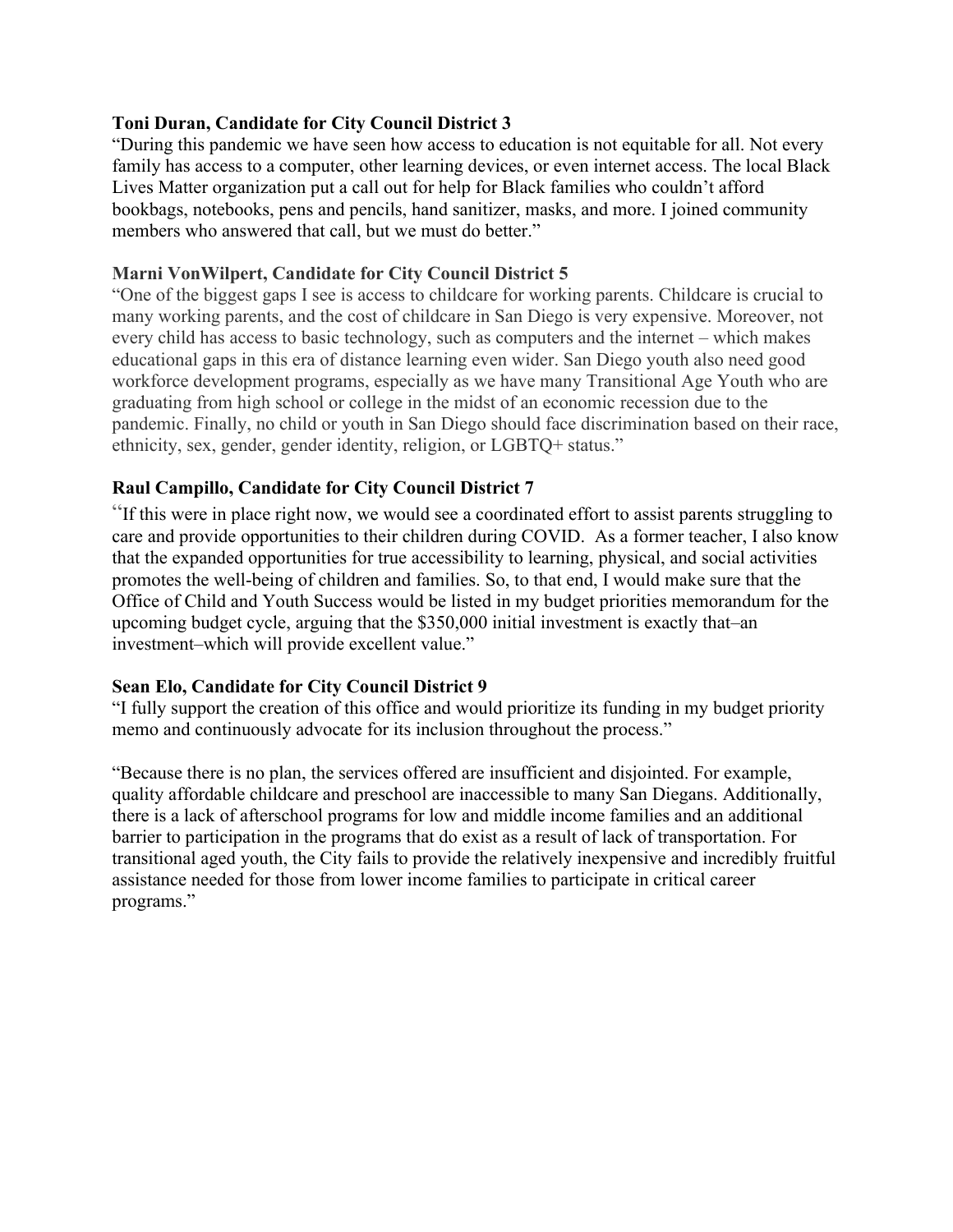**Toni Duran, Candidate for City Council District 3**

"During this pandemic we have seen how access to education is not equitable for all. Not every family has access to a computer, other learning devices, or even internet access. The local Black Lives Matter organization put a call out for help for Black families who couldn't afford bookbags, notebooks, pens and pencils, hand sanitizer, masks, and more. I joined community members who answered that call, but we must do better."

**Marni VonWilpert, Candidate for City Council District 5**

"One of the biggest gaps I see is access to childcare for working parents. Childcare is crucial to many working parents, and the cost of childcare in San Diego is very expensive. Moreover, not every child has access to basic technology, such as computers and the internet – which makes educational gaps in this era of distance learning even wider. San Diego youth also need good workforce development programs, especially as we have many Transitional Age Youth who are graduating from high school or college in the midst of an economic recession due to the pandemic. Finally, no child or youth in San Diego should face discrimination based on their race, ethnicity, sex, gender, gender identity, religion, or LGBTQ+ status."

**Raul Campillo, Candidate for City Council District 7**

"If this were in place right now, we would see a coordinated effort to assist parents struggling to care and provide opportunities to their children during COVID. As a former teacher, I also know that the expanded opportunities for true accessibility to learning, physical, and social activities promotes the well-being of children and families. So, to that end, I would make sure that the Office of Child and Youth Success would be listed in my budget priorities memorandum for the upcoming budget cycle, arguing that the $350,000 initial investment is exactly that–an investment–which will provide excellent value."

**Sean Elo, Candidate for City Council District 9**

"I fully support the creation of this office and would prioritize its funding in my budget priority memo and continuously advocate for its inclusion throughout the process."

"Because there is no plan, the services offered are insufficient and disjointed. For example, quality affordable childcare and preschool are inaccessible to many San Diegans. Additionally, there is a lack of afterschool programs for low and middle income families and an additional barrier to participation in the programs that do exist as a result of lack of transportation. For transitional aged youth, the City fails to provide the relatively inexpensive and incredibly fruitful assistance needed for those from lower income families to participate in critical career programs."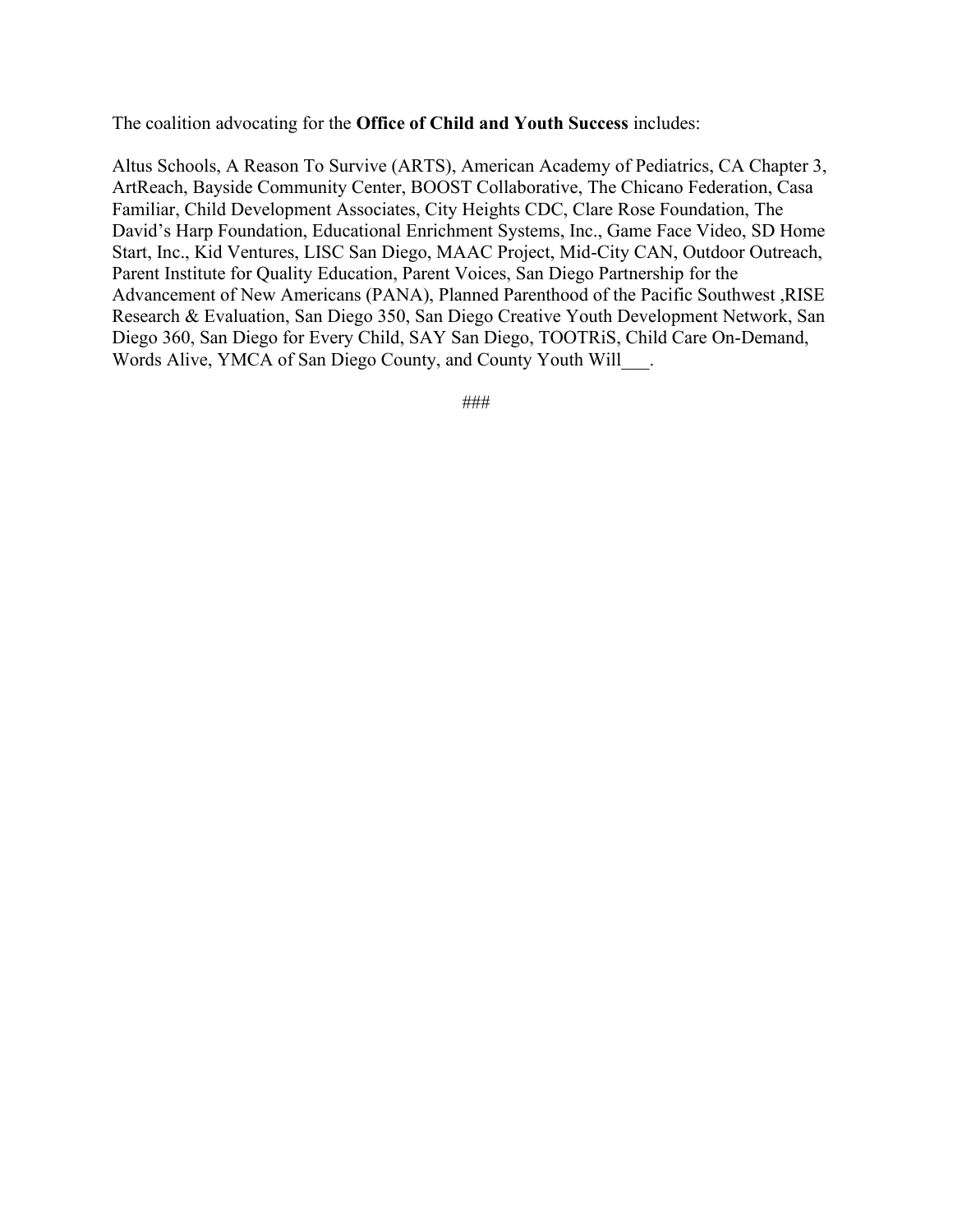The coalition advocating for the **Office of Child and Youth Success** includes:

Altus Schools, A Reason To Survive (ARTS), American Academy of Pediatrics, CA Chapter 3, ArtReach, Bayside Community Center, BOOST Collaborative, The Chicano Federation, Casa Familiar, Child Development Associates, City Heights CDC, Clare Rose Foundation, The David's Harp Foundation, Educational Enrichment Systems, Inc., Game Face Video, SD Home Start, Inc., Kid Ventures, LISC San Diego, MAAC Project, Mid-City CAN, Outdoor Outreach, Parent Institute for Quality Education, Parent Voices, San Diego Partnership for the Advancement of New Americans (PANA), Planned Parenthood of the Pacific Southwest ,RISE Research & Evaluation, San Diego 350, San Diego Creative Youth Development Network, San Diego 360, San Diego for Every Child, SAY San Diego, TOOTRiS, Child Care On-Demand, Words Alive, YMCA of San Diego County, and County Youth Will___.

###